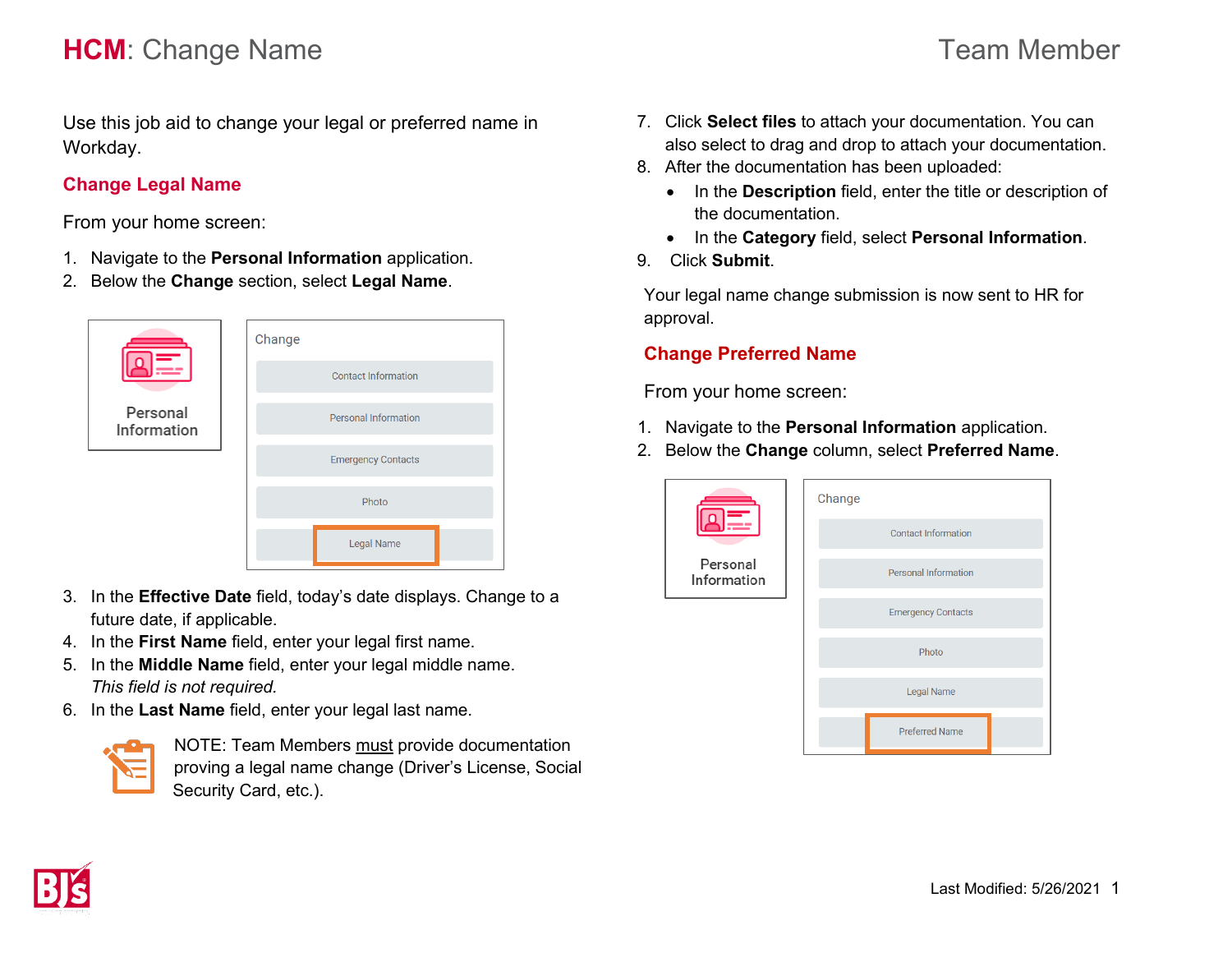# HCM: Change Name

Team Member

Use this job aid to change your legal or preferred name in Workday.

## Change Legal Name

From your home screen:

1. Navigate to the **Personal Information** application.
2. Below the **Change** section, select **Legal Name**.
3. In the **Effective Date** field, today's date displays. Change to a future date, if applicable.
4. In the **First Name** field, enter your legal first name.
5. In the **Middle Name** field, enter your legal middle name.
   *This field is not required.*
6. In the **Last Name** field, enter your legal last name.

NOTE: Team Members must provide documentation proving a legal name change (Driver's License, Social Security Card, etc.).

7. Click **Select files** to attach your documentation. You can also select to drag and drop to attach your documentation.
8. After the documentation has been uploaded:
   - In the **Description** field, enter the title or description of the documentation.
   - In the **Category** field, select **Personal Information**.
9. Click **Submit**.

Your legal name change submission is now sent to HR for approval.

## Change Preferred Name

From your home screen:

1. Navigate to the **Personal Information** application.
2. Below the **Change** column, select **Preferred Name**.

Last Modified: 5/26/2021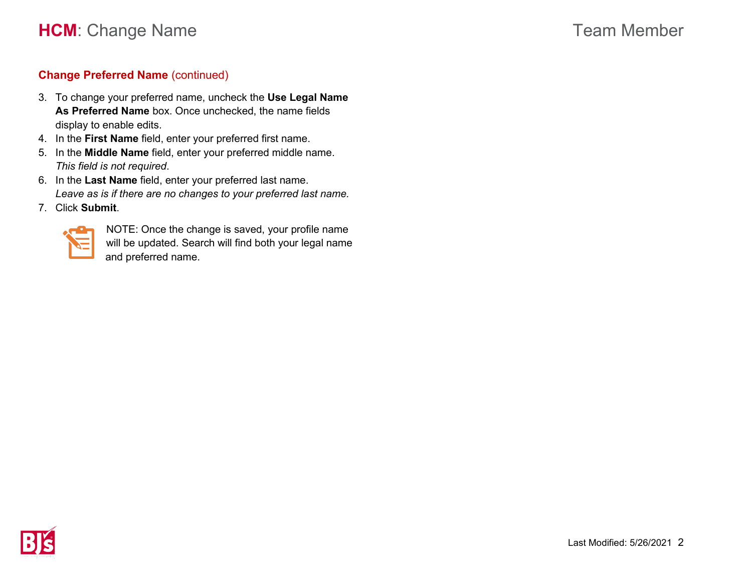## Change Preferred Name (continued)

3. To change your preferred name, uncheck the **Use Legal Name As Preferred Name** box. Once unchecked, the name fields display to enable edits.
4. In the **First Name** field, enter your preferred first name.
5. In the **Middle Name** field, enter your preferred middle name. *This field is not required*.
6. In the **Last Name** field, enter your preferred last name. *Leave as is if there are no changes to your preferred last name.*
7. Click **Submit**.

NOTE: Once the change is saved, your profile name will be updated. Search will find both your legal name and preferred name.

Last Modified: 5/26/2021